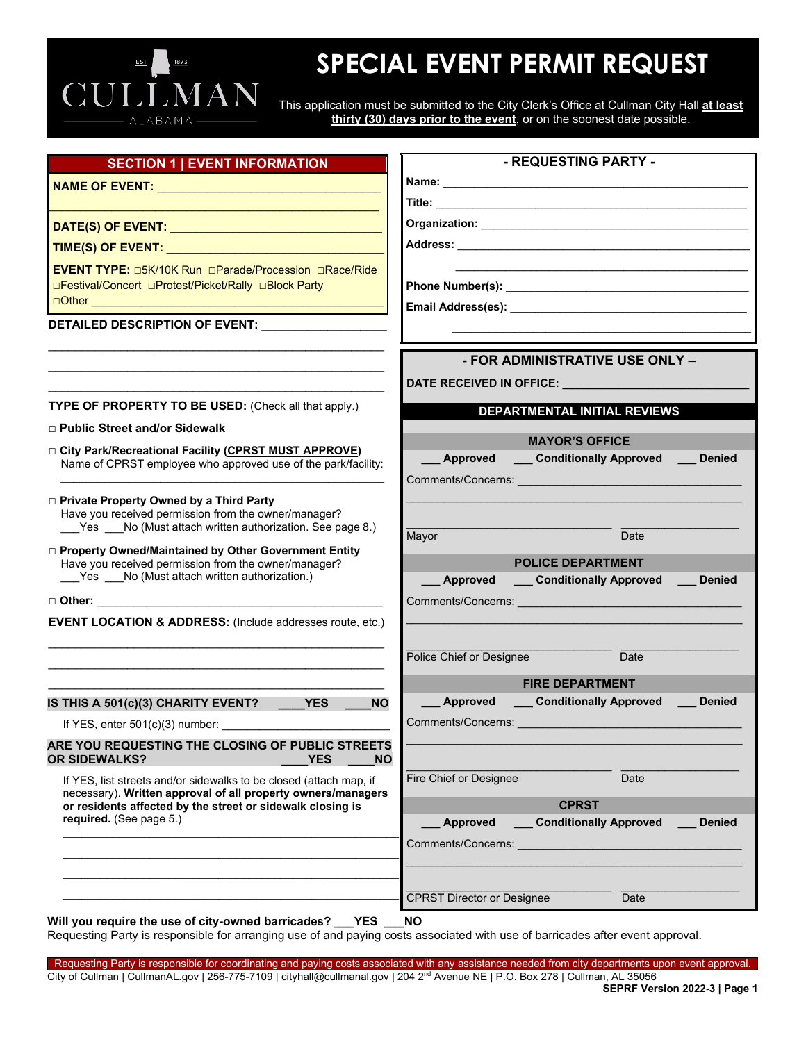# SPECIAL EVENT PERMIT REQUEST

CULLMAN ALABAMA — EST 1873

This application must be submitted to the City Clerk's Office at Cullman City Hall **at least thirty (30) days prior to the event**, or on the soonest date possible.

## SECTION 1 | EVENT INFORMATION

**NAME OF EVENT:** ________________________________

________________________________________________

**DATE(S) OF EVENT:** ______________________________

**TIME(S) OF EVENT:** ______________________________

**EVENT TYPE:** □5K/10K Run □Parade/Procession □Race/Ride □Festival/Concert □Protest/Picket/Rally □Block Party □Other ____________________________________________

**DETAILED DESCRIPTION OF EVENT:** __________________

________________________________________________

________________________________________________

________________________________________________

**TYPE OF PROPERTY TO BE USED:** (Check all that apply.)

□ **Public Street and/or Sidewalk**

□ **City Park/Recreational Facility (CPRST MUST APPROVE)**
Name of CPRST employee who approved use of the park/facility:
________________________________________________

□ **Private Property Owned by a Third Party**
Have you received permission from the owner/manager?
___Yes ___No (Must attach written authorization. See page 8.)

□ **Property Owned/Maintained by Other Government Entity**
Have you received permission from the owner/manager?
___Yes ___No (Must attach written authorization.)

□ **Other:** ____________________________________________

**EVENT LOCATION & ADDRESS:** (Include addresses route, etc.)

________________________________________________

________________________________________________

________________________________________________

**IS THIS A 501(c)(3) CHARITY EVENT? ____YES ____NO**

If YES, enter 501(c)(3) number: ________________________

**ARE YOU REQUESTING THE CLOSING OF PUBLIC STREETS OR SIDEWALKS? ____YES ____NO**

If YES, list streets and/or sidewalks to be closed (attach map, if necessary). **Written approval of all property owners/managers or residents affected by the street or sidewalk closing is required.** (See page 5.)

________________________________________________

________________________________________________

________________________________________________

________________________________________________

## - REQUESTING PARTY -

**Name:** ______________________________________________

**Title:** ______________________________________________

**Organization:** ________________________________________

**Address:** ____________________________________________

______________________________________________

**Phone Number(s):** ____________________________________

**Email Address(es):** ____________________________________

______________________________________________

## - FOR ADMINISTRATIVE USE ONLY –

**DATE RECEIVED IN OFFICE:** ____________________________

### DEPARTMENTAL INITIAL REVIEWS

**MAYOR'S OFFICE**

**___ Approved ___ Conditionally Approved ___ Denied**

Comments/Concerns: ____________________________________

______________________________________________

______________________________ ________________
Mayor Date

**POLICE DEPARTMENT**

**___ Approved ___ Conditionally Approved ___ Denied**

Comments/Concerns: ____________________________________

______________________________________________

______________________________ ________________
Police Chief or Designee Date

**FIRE DEPARTMENT**

**___ Approved ___ Conditionally Approved ___ Denied**

Comments/Concerns: ____________________________________

______________________________________________

______________________________ ________________
Fire Chief or Designee Date

**CPRST**

**___ Approved ___ Conditionally Approved ___ Denied**

Comments/Concerns: ____________________________________

______________________________________________

______________________________ ________________
CPRST Director or Designee Date

**Will you require the use of city-owned barricades? ___YES ___NO**
Requesting Party is responsible for arranging use of and paying costs associated with use of barricades after event approval.

Requesting Party is responsible for coordinating and paying costs associated with any assistance needed from city departments upon event approval.

City of Cullman | CullmanAL.gov | 256-775-7109 | cityhall@cullmanal.gov | 204 2nd Avenue NE | P.O. Box 278 | Cullman, AL 35056

**SEPRF Version 2022-3**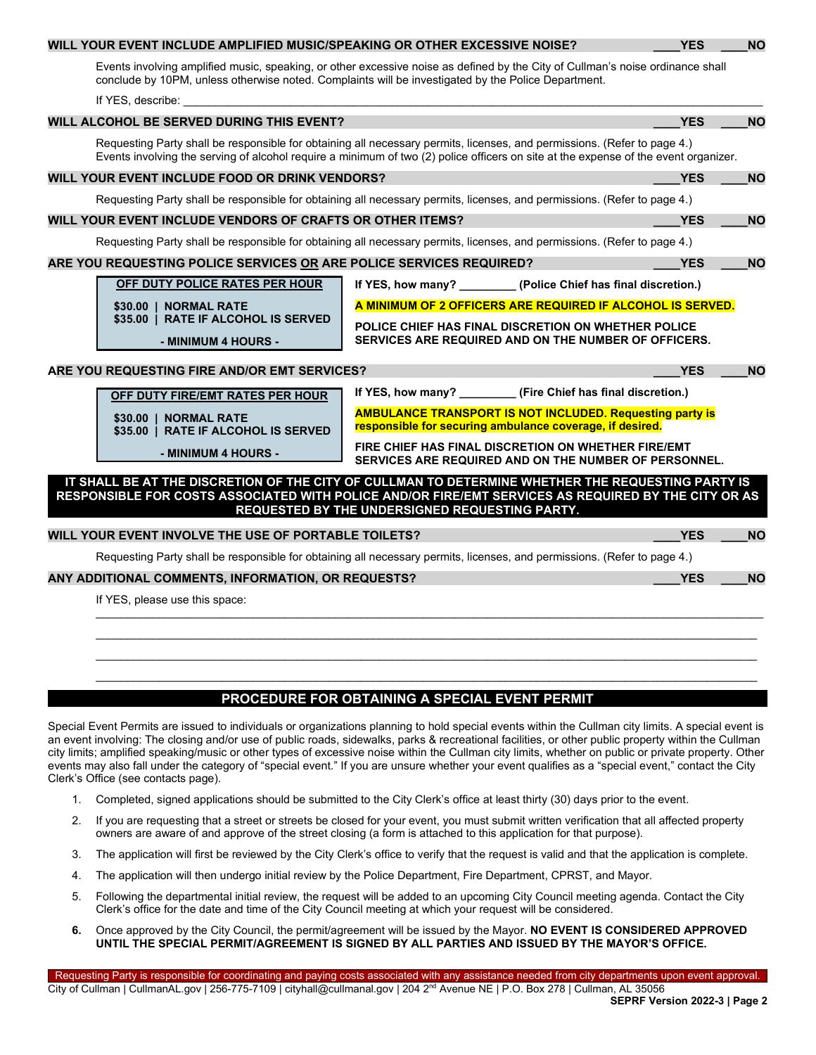**WILL YOUR EVENT INCLUDE AMPLIFIED MUSIC/SPEAKING OR OTHER EXCESSIVE NOISE?** ____YES ____NO

Events involving amplified music, speaking, or other excessive noise as defined by the City of Cullman's noise ordinance shall conclude by 10PM, unless otherwise noted. Complaints will be investigated by the Police Department.

If YES, describe: ____________________________________________________________________________

**WILL ALCOHOL BE SERVED DURING THIS EVENT?** ____YES ____NO

Requesting Party shall be responsible for obtaining all necessary permits, licenses, and permissions. (Refer to page 4.) Events involving the serving of alcohol require a minimum of two (2) police officers on site at the expense of the event organizer.

**WILL YOUR EVENT INCLUDE FOOD OR DRINK VENDORS?** ____YES ____NO

Requesting Party shall be responsible for obtaining all necessary permits, licenses, and permissions. (Refer to page 4.)

**WILL YOUR EVENT INCLUDE VENDORS OF CRAFTS OR OTHER ITEMS?** ____YES ____NO

Requesting Party shall be responsible for obtaining all necessary permits, licenses, and permissions. (Refer to page 4.)

**ARE YOU REQUESTING POLICE SERVICES OR ARE POLICE SERVICES REQUIRED?** ____YES ____NO

| OFF DUTY POLICE RATES PER HOUR | |
|---|---|
| $30.00 \| NORMAL RATE<br>$35.00 \| RATE IF ALCOHOL IS SERVED<br>- MINIMUM 4 HOURS - | **If YES, how many? _________ (Police Chief has final discretion.)**<br>**A MINIMUM OF 2 OFFICERS ARE REQUIRED IF ALCOHOL IS SERVED.**<br>**POLICE CHIEF HAS FINAL DISCRETION ON WHETHER POLICE SERVICES ARE REQUIRED AND ON THE NUMBER OF OFFICERS.** |

**ARE YOU REQUESTING FIRE AND/OR EMT SERVICES?** ____YES ____NO

| OFF DUTY FIRE/EMT RATES PER HOUR | |
|---|---|
| $30.00 \| NORMAL RATE<br>$35.00 \| RATE IF ALCOHOL IS SERVED<br>- MINIMUM 4 HOURS - | **If YES, how many? _________ (Fire Chief has final discretion.)**<br>**AMBULANCE TRANSPORT IS NOT INCLUDED. Requesting party is responsible for securing ambulance coverage, if desired.**<br>**FIRE CHIEF HAS FINAL DISCRETION ON WHETHER FIRE/EMT SERVICES ARE REQUIRED AND ON THE NUMBER OF PERSONNEL.** |

**IT SHALL BE AT THE DISCRETION OF THE CITY OF CULLMAN TO DETERMINE WHETHER THE REQUESTING PARTY IS RESPONSIBLE FOR COSTS ASSOCIATED WITH POLICE AND/OR FIRE/EMT SERVICES AS REQUIRED BY THE CITY OR AS REQUESTED BY THE UNDERSIGNED REQUESTING PARTY.**

**WILL YOUR EVENT INVOLVE THE USE OF PORTABLE TOILETS?** ____YES ____NO

Requesting Party shall be responsible for obtaining all necessary permits, licenses, and permissions. (Refer to page 4.)

**ANY ADDITIONAL COMMENTS, INFORMATION, OR REQUESTS?** ____YES ____NO

If YES, please use this space:

____________________________________________________________________________

____________________________________________________________________________

____________________________________________________________________________

____________________________________________________________________________

## PROCEDURE FOR OBTAINING A SPECIAL EVENT PERMIT

Special Event Permits are issued to individuals or organizations planning to hold special events within the Cullman city limits. A special event is an event involving: The closing and/or use of public roads, sidewalks, parks & recreational facilities, or other public property within the Cullman city limits; amplified speaking/music or other types of excessive noise within the Cullman city limits, whether on public or private property. Other events may also fall under the category of "special event." If you are unsure whether your event qualifies as a "special event," contact the City Clerk's Office (see contacts page).

1. Completed, signed applications should be submitted to the City Clerk's office at least thirty (30) days prior to the event.
2. If you are requesting that a street or streets be closed for your event, you must submit written verification that all affected property owners are aware of and approve of the street closing (a form is attached to this application for that purpose).
3. The application will first be reviewed by the City Clerk's office to verify that the request is valid and that the application is complete.
4. The application will then undergo initial review by the Police Department, Fire Department, CPRST, and Mayor.
5. Following the departmental initial review, the request will be added to an upcoming City Council meeting agenda. Contact the City Clerk's office for the date and time of the City Council meeting at which your request will be considered.
6. Once approved by the City Council, the permit/agreement will be issued by the Mayor. **NO EVENT IS CONSIDERED APPROVED UNTIL THE SPECIAL PERMIT/AGREEMENT IS SIGNED BY ALL PARTIES AND ISSUED BY THE MAYOR'S OFFICE.**

Requesting Party is responsible for coordinating and paying costs associated with any assistance needed from city departments upon event approval.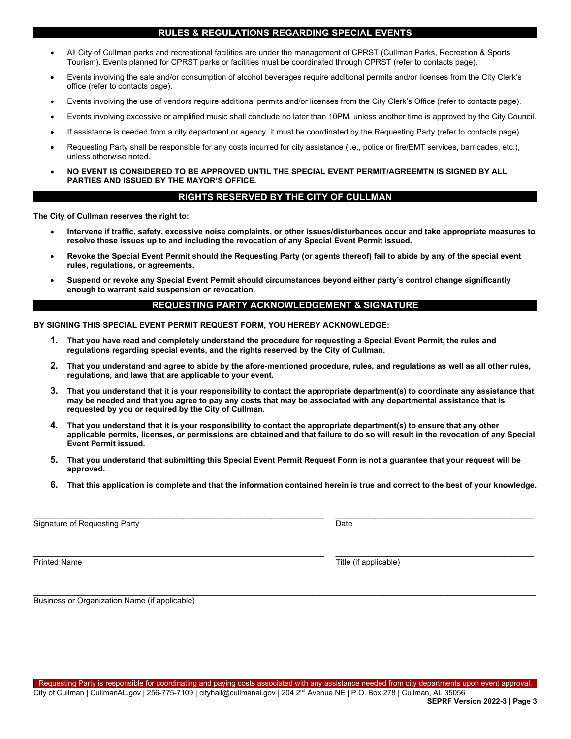## RULES & REGULATIONS REGARDING SPECIAL EVENTS

- All City of Cullman parks and recreational facilities are under the management of CPRST (Cullman Parks, Recreation & Sports Tourism). Events planned for CPRST parks or facilities must be coordinated through CPRST (refer to contacts page).
- Events involving the sale and/or consumption of alcohol beverages require additional permits and/or licenses from the City Clerk's office (refer to contacts page).
- Events involving the use of vendors require additional permits and/or licenses from the City Clerk's Office (refer to contacts page).
- Events involving excessive or amplified music shall conclude no later than 10PM, unless another time is approved by the City Council.
- If assistance is needed from a city department or agency, it must be coordinated by the Requesting Party (refer to contacts page).
- Requesting Party shall be responsible for any costs incurred for city assistance (i.e., police or fire/EMT services, barricades, etc.), unless otherwise noted.
- **NO EVENT IS CONSIDERED TO BE APPROVED UNTIL THE SPECIAL EVENT PERMIT/AGREEMTN IS SIGNED BY ALL PARTIES AND ISSUED BY THE MAYOR'S OFFICE.**

## RIGHTS RESERVED BY THE CITY OF CULLMAN

**The City of Cullman reserves the right to:**

- **Intervene if traffic, safety, excessive noise complaints, or other issues/disturbances occur and take appropriate measures to resolve these issues up to and including the revocation of any Special Event Permit issued.**
- **Revoke the Special Event Permit should the Requesting Party (or agents thereof) fail to abide by any of the special event rules, regulations, or agreements.**
- **Suspend or revoke any Special Event Permit should circumstances beyond either party's control change significantly enough to warrant said suspension or revocation.**

## REQUESTING PARTY ACKNOWLEDGEMENT & SIGNATURE

**BY SIGNING THIS SPECIAL EVENT PERMIT REQUEST FORM, YOU HEREBY ACKNOWLEDGE:**

1. **That you have read and completely understand the procedure for requesting a Special Event Permit, the rules and regulations regarding special events, and the rights reserved by the City of Cullman.**
2. **That you understand and agree to abide by the afore-mentioned procedure, rules, and regulations as well as all other rules, regulations, and laws that are applicable to your event.**
3. **That you understand that it is your responsibility to contact the appropriate department(s) to coordinate any assistance that may be needed and that you agree to pay any costs that may be associated with any departmental assistance that is requested by you or required by the City of Cullman.**
4. **That you understand that it is your responsibility to contact the appropriate department(s) to ensure that any other applicable permits, licenses, or permissions are obtained and that failure to do so will result in the revocation of any Special Event Permit issued.**
5. **That you understand that submitting this Special Event Permit Request Form is not a guarantee that your request will be approved.**
6. **That this application is complete and that the information contained herein is true and correct to the best of your knowledge.**

\_\_\_\_\_\_\_\_\_\_\_\_\_\_\_\_\_\_\_\_\_\_\_\_\_\_\_\_\_\_\_\_\_\_\_\_\_\_ \_\_\_\_\_\_\_\_\_\_\_\_\_\_\_\_\_\_\_\_\_\_\_\_\_\_\_\_
Signature of Requesting Party Date

\_\_\_\_\_\_\_\_\_\_\_\_\_\_\_\_\_\_\_\_\_\_\_\_\_\_\_\_\_\_\_\_\_\_\_\_\_\_ \_\_\_\_\_\_\_\_\_\_\_\_\_\_\_\_\_\_\_\_\_\_\_\_\_\_\_\_
Printed Name Title (if applicable)

\_\_\_\_\_\_\_\_\_\_\_\_\_\_\_\_\_\_\_\_\_\_\_\_\_\_\_\_\_\_\_\_\_\_\_\_\_\_\_\_\_\_\_\_\_\_\_\_\_\_\_\_\_\_\_\_\_\_\_\_\_\_\_\_
Business or Organization Name (if applicable)

Requesting Party is responsible for coordinating and paying costs associated with any assistance needed from city departments upon event approval.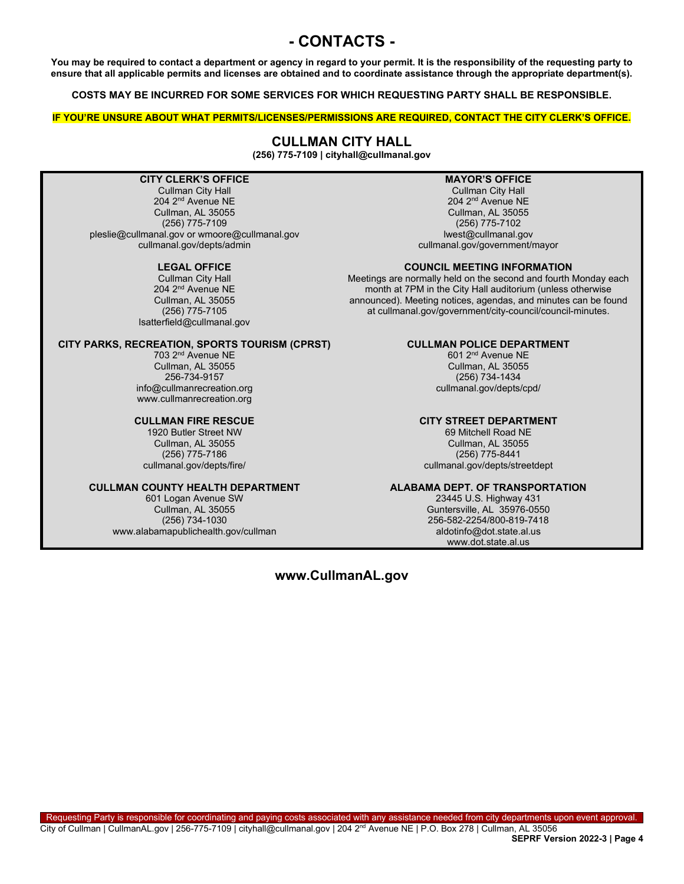# - CONTACTS -

**You may be required to contact a department or agency in regard to your permit. It is the responsibility of the requesting party to ensure that all applicable permits and licenses are obtained and to coordinate assistance through the appropriate department(s).**

**COSTS MAY BE INCURRED FOR SOME SERVICES FOR WHICH REQUESTING PARTY SHALL BE RESPONSIBLE.**

**IF YOU'RE UNSURE ABOUT WHAT PERMITS/LICENSES/PERMISSIONS ARE REQUIRED, CONTACT THE CITY CLERK'S OFFICE.**

## CULLMAN CITY HALL

**(256) 775-7109 | cityhall@cullmanal.gov**

**CITY CLERK'S OFFICE**
Cullman City Hall
204 2nd Avenue NE
Cullman, AL 35055
(256) 775-7109
pleslie@cullmanal.gov or wmoore@cullmanal.gov
cullmanal.gov/depts/admin

**MAYOR'S OFFICE**
Cullman City Hall
204 2nd Avenue NE
Cullman, AL 35055
(256) 775-7102
lwest@cullmanal.gov
cullmanal.gov/government/mayor

**LEGAL OFFICE**
Cullman City Hall
204 2nd Avenue NE
Cullman, AL 35055
(256) 775-7105
lsatterfield@cullmanal.gov

**COUNCIL MEETING INFORMATION**
Meetings are normally held on the second and fourth Monday each month at 7PM in the City Hall auditorium (unless otherwise announced). Meeting notices, agendas, and minutes can be found at cullmanal.gov/government/city-council/council-minutes.

**CITY PARKS, RECREATION, SPORTS TOURISM (CPRST)**
703 2nd Avenue NE
Cullman, AL 35055
256-734-9157
info@cullmanrecreation.org
www.cullmanrecreation.org

**CULLMAN POLICE DEPARTMENT**
601 2nd Avenue NE
Cullman, AL 35055
(256) 734-1434
cullmanal.gov/depts/cpd/

**CULLMAN FIRE RESCUE**
1920 Butler Street NW
Cullman, AL 35055
(256) 775-7186
cullmanal.gov/depts/fire/

**CITY STREET DEPARTMENT**
69 Mitchell Road NE
Cullman, AL 35055
(256) 775-8441
cullmanal.gov/depts/streetdept

**CULLMAN COUNTY HEALTH DEPARTMENT**
601 Logan Avenue SW
Cullman, AL 35055
(256) 734-1030
www.alabamapublichealth.gov/cullman

**ALABAMA DEPT. OF TRANSPORTATION**
23445 U.S. Highway 431
Guntersville, AL 35976-0550
256-582-2254/800-819-7418
aldotinfo@dot.state.al.us
www.dot.state.al.us

**www.CullmanAL.gov**

Requesting Party is responsible for coordinating and paying costs associated with any assistance needed from city departments upon event approval.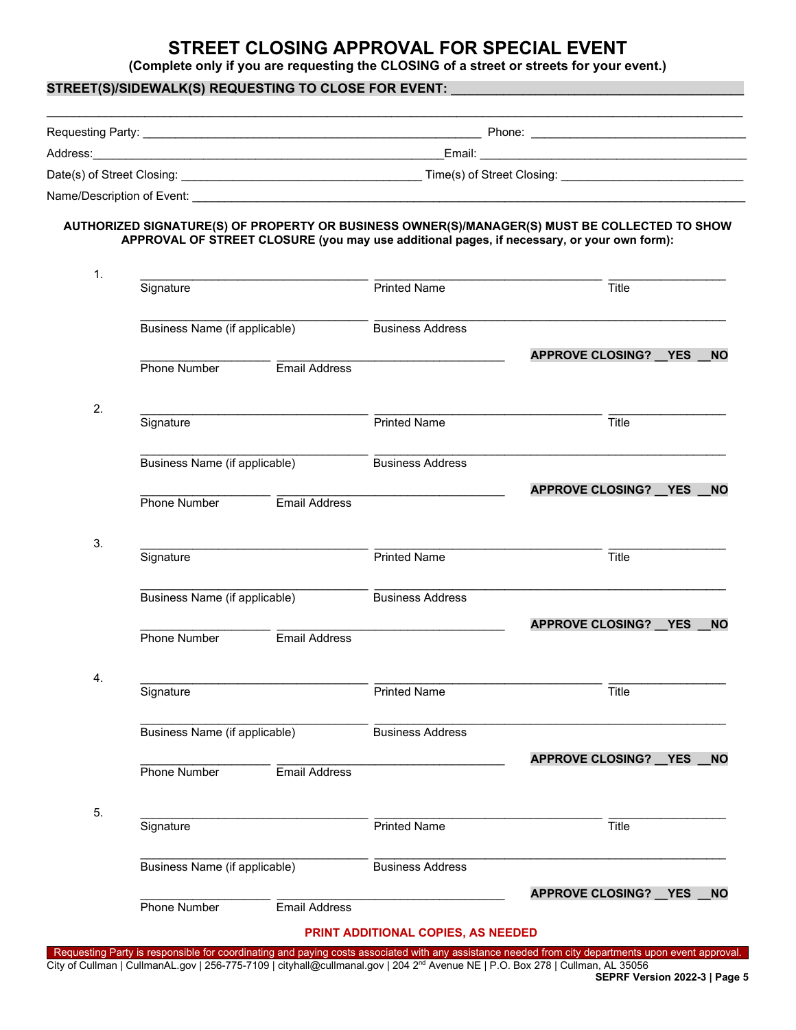# STREET CLOSING APPROVAL FOR SPECIAL EVENT

**(Complete only if you are requesting the CLOSING of a street or streets for your event.)**

**STREET(S)/SIDEWALK(S) REQUESTING TO CLOSE FOR EVENT:** ________________________________________

______________________________________________________________________________________________

Requesting Party: ______________________________________________ Phone: ______________________________

Address: ____________________________________________________ Email: _______________________________________

Date(s) of Street Closing: ___________________________________ Time(s) of Street Closing: __________________________

Name/Description of Event: ________________________________________________________________________________

**AUTHORIZED SIGNATURE(S) OF PROPERTY OR BUSINESS OWNER(S)/MANAGER(S) MUST BE COLLECTED TO SHOW APPROVAL OF STREET CLOSURE (you may use additional pages, if necessary, or your own form):**

1. ______________________________ ______________________________ ________________
   Signature Printed Name Title

   ______________________________ ______________________________________________
   Business Name (if applicable) Business Address

   ________________ ______________________________ **APPROVE CLOSING? __YES __NO**
   Phone Number Email Address

2. ______________________________ ______________________________ ________________
   Signature Printed Name Title

   ______________________________ ______________________________________________
   Business Name (if applicable) Business Address

   ________________ ______________________________ **APPROVE CLOSING? __YES __NO**
   Phone Number Email Address

3. ______________________________ ______________________________ ________________
   Signature Printed Name Title

   ______________________________ ______________________________________________
   Business Name (if applicable) Business Address

   ________________ ______________________________ **APPROVE CLOSING? __YES __NO**
   Phone Number Email Address

4. ______________________________ ______________________________ ________________
   Signature Printed Name Title

   ______________________________ ______________________________________________
   Business Name (if applicable) Business Address

   ________________ ______________________________ **APPROVE CLOSING? __YES __NO**
   Phone Number Email Address

5. ______________________________ ______________________________ ________________
   Signature Printed Name Title

   ______________________________ ______________________________________________
   Business Name (if applicable) Business Address

   ________________ ______________________________ **APPROVE CLOSING? __YES __NO**
   Phone Number Email Address

**PRINT ADDITIONAL COPIES, AS NEEDED**

Requesting Party is responsible for coordinating and paying costs associated with any assistance needed from city departments upon event approval.

City of Cullman | CullmanAL.gov | 256-775-7109 | cityhall@cullmanal.gov | 204 2nd Avenue NE | P.O. Box 278 | Cullman, AL 35056

**SEPRF Version 2022-3**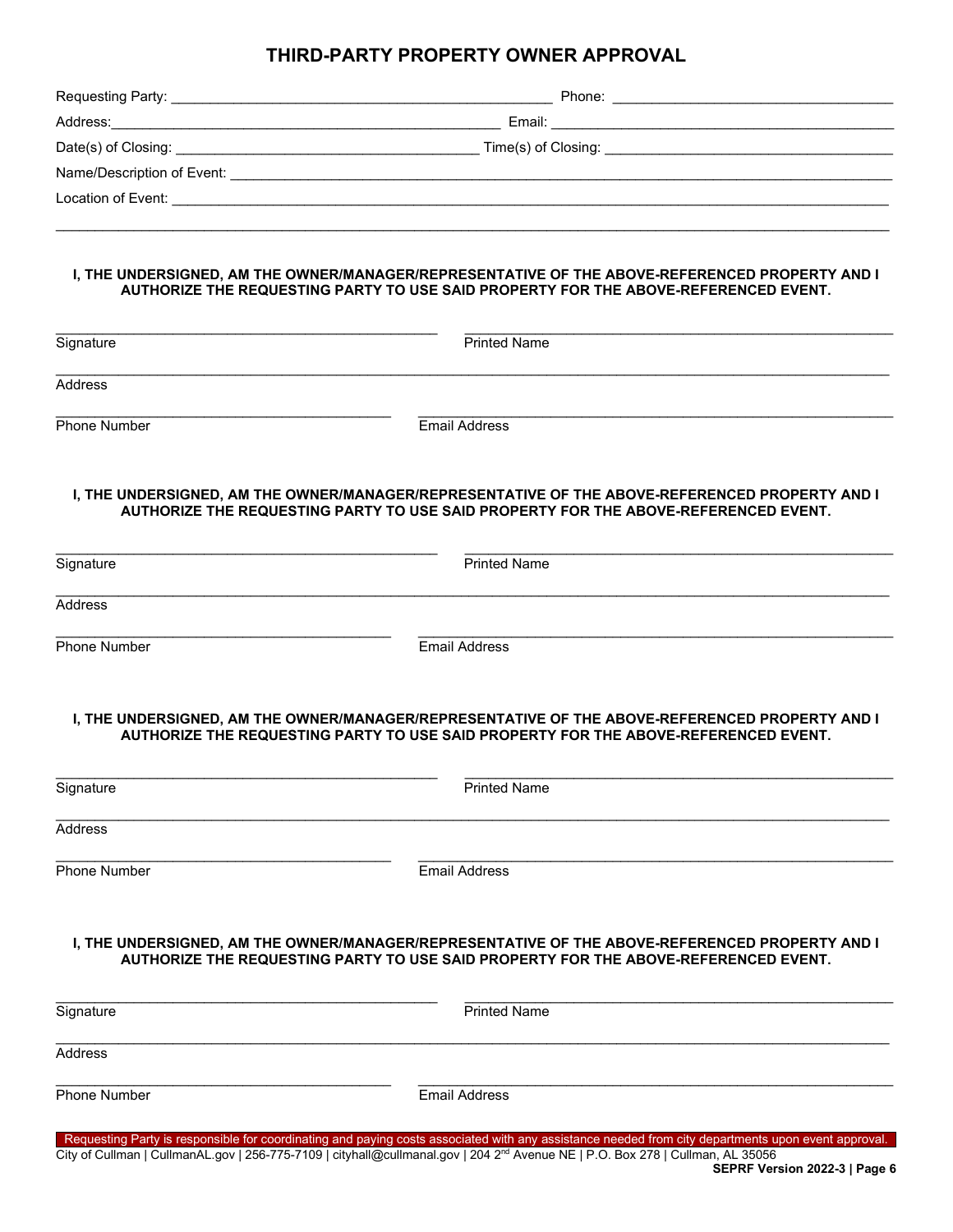# THIRD-PARTY PROPERTY OWNER APPROVAL

Requesting Party: ______________________________ Phone: ______________________________

Address: ______________________________ Email: ______________________________

Date(s) of Closing: ______________________________ Time(s) of Closing: ______________________________

Name/Description of Event: ______________________________

Location of Event: ______________________________

______________________________

**I, THE UNDERSIGNED, AM THE OWNER/MANAGER/REPRESENTATIVE OF THE ABOVE-REFERENCED PROPERTY AND I AUTHORIZE THE REQUESTING PARTY TO USE SAID PROPERTY FOR THE ABOVE-REFERENCED EVENT.**

______________________________ Signature ______________________________ Printed Name

______________________________ Address

______________________________ Phone Number ______________________________ Email Address

**I, THE UNDERSIGNED, AM THE OWNER/MANAGER/REPRESENTATIVE OF THE ABOVE-REFERENCED PROPERTY AND I AUTHORIZE THE REQUESTING PARTY TO USE SAID PROPERTY FOR THE ABOVE-REFERENCED EVENT.**

______________________________ Signature ______________________________ Printed Name

______________________________ Address

______________________________ Phone Number ______________________________ Email Address

**I, THE UNDERSIGNED, AM THE OWNER/MANAGER/REPRESENTATIVE OF THE ABOVE-REFERENCED PROPERTY AND I AUTHORIZE THE REQUESTING PARTY TO USE SAID PROPERTY FOR THE ABOVE-REFERENCED EVENT.**

______________________________ Signature ______________________________ Printed Name

______________________________ Address

______________________________ Phone Number ______________________________ Email Address

**I, THE UNDERSIGNED, AM THE OWNER/MANAGER/REPRESENTATIVE OF THE ABOVE-REFERENCED PROPERTY AND I AUTHORIZE THE REQUESTING PARTY TO USE SAID PROPERTY FOR THE ABOVE-REFERENCED EVENT.**

______________________________ Signature ______________________________ Printed Name

______________________________ Address

______________________________ Phone Number ______________________________ Email Address

Requesting Party is responsible for coordinating and paying costs associated with any assistance needed from city departments upon event approval.